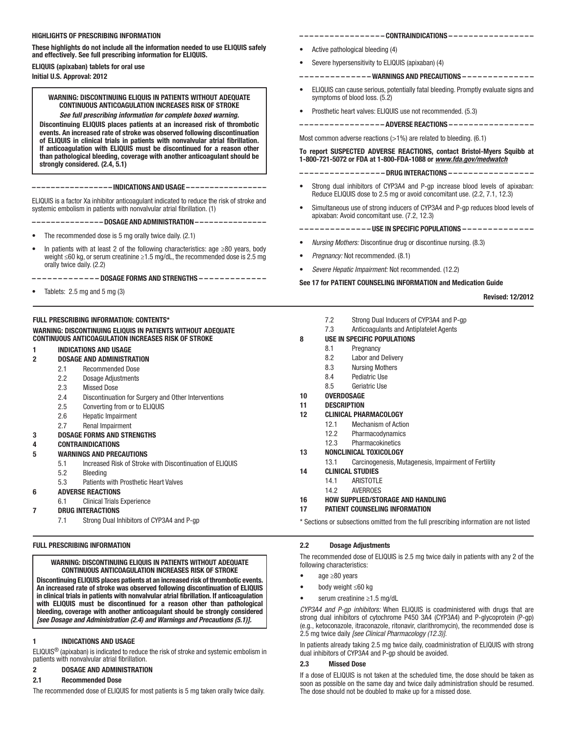**HIGHLIGHTS OF PRESCRIBING INFORMATION**

**These highlights do not include all the information needed to use ELIQUIS safely and effectively. See full prescribing information for ELIQUIS.**

**ELIQUIS (apixaban) tablets for oral use**
**Initial U.S. Approval: 2012**

> **WARNING: DISCONTINUING ELIQUIS IN PATIENTS WITHOUT ADEQUATE CONTINUOUS ANTICOAGULATION INCREASES RISK OF STROKE**
>
> ***See full prescribing information for complete boxed warning.***
>
> **Discontinuing ELIQUIS places patients at an increased risk of thrombotic events. An increased rate of stroke was observed following discontinuation of ELIQUIS in clinical trials in patients with nonvalvular atrial fibrillation. If anticoagulation with ELIQUIS must be discontinued for a reason other than pathological bleeding, coverage with another anticoagulant should be strongly considered. (2.4, 5.1)**

**INDICATIONS AND USAGE**

ELIQUIS is a factor Xa inhibitor anticoagulant indicated to reduce the risk of stroke and systemic embolism in patients with nonvalvular atrial fibrillation. (1)

**DOSAGE AND ADMINISTRATION**

- The recommended dose is 5 mg orally twice daily. (2.1)
- In patients with at least 2 of the following characteristics: age ≥80 years, body weight ≤60 kg, or serum creatinine ≥1.5 mg/dL, the recommended dose is 2.5 mg orally twice daily. (2.2)

**DOSAGE FORMS AND STRENGTHS**

- Tablets: 2.5 mg and 5 mg (3)

**CONTRAINDICATIONS**

- Active pathological bleeding (4)
- Severe hypersensitivity to ELIQUIS (apixaban) (4)

**WARNINGS AND PRECAUTIONS**

- ELIQUIS can cause serious, potentially fatal bleeding. Promptly evaluate signs and symptoms of blood loss. (5.2)
- Prosthetic heart valves: ELIQUIS use not recommended. (5.3)

**ADVERSE REACTIONS**

Most common adverse reactions (>1%) are related to bleeding. (6.1)

**To report SUSPECTED ADVERSE REACTIONS, contact Bristol-Myers Squibb at 1-800-721-5072 or FDA at 1-800-FDA-1088 or *www.fda.gov/medwatch***

**DRUG INTERACTIONS**

- Strong dual inhibitors of CYP3A4 and P-gp increase blood levels of apixaban: Reduce ELIQUIS dose to 2.5 mg or avoid concomitant use. (2.2, 7.1, 12.3)
- Simultaneous use of strong inducers of CYP3A4 and P-gp reduces blood levels of apixaban: Avoid concomitant use. (7.2, 12.3)

**USE IN SPECIFIC POPULATIONS**

- *Nursing Mothers:* Discontinue drug or discontinue nursing. (8.3)
- *Pregnancy:* Not recommended. (8.1)
- *Severe Hepatic Impairment:* Not recommended. (12.2)

**See 17 for PATIENT COUNSELING INFORMATION and Medication Guide**

**Revised: 12/2012**

**FULL PRESCRIBING INFORMATION: CONTENTS***

**WARNING: DISCONTINUING ELIQUIS IN PATIENTS WITHOUT ADEQUATE CONTINUOUS ANTICOAGULATION INCREASES RISK OF STROKE**

**1 INDICATIONS AND USAGE**

**2 DOSAGE AND ADMINISTRATION**
- 2.1 Recommended Dose
- 2.2 Dosage Adjustments
- 2.3 Missed Dose
- 2.4 Discontinuation for Surgery and Other Interventions
- 2.5 Converting from or to ELIQUIS
- 2.6 Hepatic Impairment
- 2.7 Renal Impairment

**3 DOSAGE FORMS AND STRENGTHS**

**4 CONTRAINDICATIONS**

**5 WARNINGS AND PRECAUTIONS**
- 5.1 Increased Risk of Stroke with Discontinuation of ELIQUIS
- 5.2 Bleeding
- 5.3 Patients with Prosthetic Heart Valves

**6 ADVERSE REACTIONS**
- 6.1 Clinical Trials Experience

**7 DRUG INTERACTIONS**
- 7.1 Strong Dual Inhibitors of CYP3A4 and P-gp
- 7.2 Strong Dual Inducers of CYP3A4 and P-gp
- 7.3 Anticoagulants and Antiplatelet Agents

**8 USE IN SPECIFIC POPULATIONS**
- 8.1 Pregnancy
- 8.2 Labor and Delivery
- 8.3 Nursing Mothers
- 8.4 Pediatric Use
- 8.5 Geriatric Use

**10 OVERDOSAGE**

**11 DESCRIPTION**

**12 CLINICAL PHARMACOLOGY**
- 12.1 Mechanism of Action
- 12.2 Pharmacodynamics
- 12.3 Pharmacokinetics

**13 NONCLINICAL TOXICOLOGY**
- 13.1 Carcinogenesis, Mutagenesis, Impairment of Fertility

**14 CLINICAL STUDIES**
- 14.1 ARISTOTLE
- 14.2 AVERROES

**16 HOW SUPPLIED/STORAGE AND HANDLING**

**17 PATIENT COUNSELING INFORMATION**

\* Sections or subsections omitted from the full prescribing information are not listed

**FULL PRESCRIBING INFORMATION**

> **WARNING: DISCONTINUING ELIQUIS IN PATIENTS WITHOUT ADEQUATE CONTINUOUS ANTICOAGULATION INCREASES RISK OF STROKE**
>
> **Discontinuing ELIQUIS places patients at an increased risk of thrombotic events. An increased rate of stroke was observed following discontinuation of ELIQUIS in clinical trials in patients with nonvalvular atrial fibrillation. If anticoagulation with ELIQUIS must be discontinued for a reason other than pathological bleeding, coverage with another anticoagulant should be strongly considered *[see Dosage and Administration (2.4) and Warnings and Precautions (5.1)]*.**

## 1 INDICATIONS AND USAGE

ELIQUIS® (apixaban) is indicated to reduce the risk of stroke and systemic embolism in patients with nonvalvular atrial fibrillation.

## 2 DOSAGE AND ADMINISTRATION

### 2.1 Recommended Dose

The recommended dose of ELIQUIS for most patients is 5 mg taken orally twice daily.

### 2.2 Dosage Adjustments

The recommended dose of ELIQUIS is 2.5 mg twice daily in patients with any 2 of the following characteristics:

- age ≥80 years
- body weight ≤60 kg
- serum creatinine ≥1.5 mg/dL

*CYP3A4 and P-gp inhibitors:* When ELIQUIS is coadministered with drugs that are strong dual inhibitors of cytochrome P450 3A4 (CYP3A4) and P-glycoprotein (P-gp) (e.g., ketoconazole, itraconazole, ritonavir, clarithromycin), the recommended dose is 2.5 mg twice daily *[see Clinical Pharmacology (12.3)]*.

In patients already taking 2.5 mg twice daily, coadministration of ELIQUIS with strong dual inhibitors of CYP3A4 and P-gp should be avoided.

### 2.3 Missed Dose

If a dose of ELIQUIS is not taken at the scheduled time, the dose should be taken as soon as possible on the same day and twice daily administration should be resumed. The dose should not be doubled to make up for a missed dose.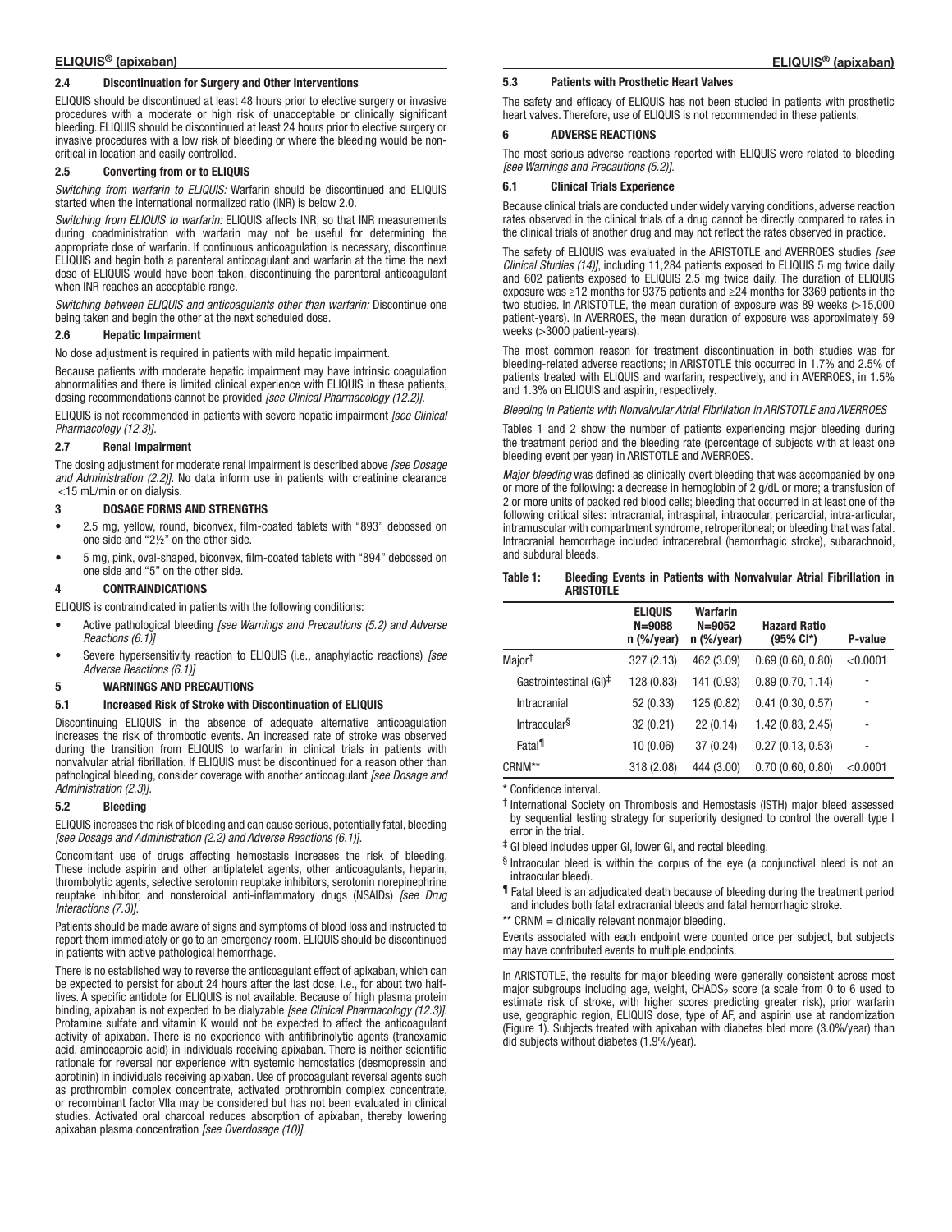### 2.4 Discontinuation for Surgery and Other Interventions

ELIQUIS should be discontinued at least 48 hours prior to elective surgery or invasive procedures with a moderate or high risk of unacceptable or clinically significant bleeding. ELIQUIS should be discontinued at least 24 hours prior to elective surgery or invasive procedures with a low risk of bleeding or where the bleeding would be non-critical in location and easily controlled.

### 2.5 Converting from or to ELIQUIS

*Switching from warfarin to ELIQUIS:* Warfarin should be discontinued and ELIQUIS started when the international normalized ratio (INR) is below 2.0.

*Switching from ELIQUIS to warfarin:* ELIQUIS affects INR, so that INR measurements during coadministration with warfarin may not be useful for determining the appropriate dose of warfarin. If continuous anticoagulation is necessary, discontinue ELIQUIS and begin both a parenteral anticoagulant and warfarin at the time the next dose of ELIQUIS would have been taken, discontinuing the parenteral anticoagulant when INR reaches an acceptable range.

*Switching between ELIQUIS and anticoagulants other than warfarin:* Discontinue one being taken and begin the other at the next scheduled dose.

### 2.6 Hepatic Impairment

No dose adjustment is required in patients with mild hepatic impairment.

Because patients with moderate hepatic impairment may have intrinsic coagulation abnormalities and there is limited clinical experience with ELIQUIS in these patients, dosing recommendations cannot be provided *[see Clinical Pharmacology (12.2)]*.

ELIQUIS is not recommended in patients with severe hepatic impairment *[see Clinical Pharmacology (12.3)]*.

### 2.7 Renal Impairment

The dosing adjustment for moderate renal impairment is described above *[see Dosage and Administration (2.2)]*. No data inform use in patients with creatinine clearance <15 mL/min or on dialysis.

## 3 DOSAGE FORMS AND STRENGTHS

- 2.5 mg, yellow, round, biconvex, film-coated tablets with "893" debossed on one side and "2½" on the other side.
- 5 mg, pink, oval-shaped, biconvex, film-coated tablets with "894" debossed on one side and "5" on the other side.

## 4 CONTRAINDICATIONS

ELIQUIS is contraindicated in patients with the following conditions:

- Active pathological bleeding *[see Warnings and Precautions (5.2) and Adverse Reactions (6.1)]*
- Severe hypersensitivity reaction to ELIQUIS (i.e., anaphylactic reactions) *[see Adverse Reactions (6.1)]*

## 5 WARNINGS AND PRECAUTIONS

### 5.1 Increased Risk of Stroke with Discontinuation of ELIQUIS

Discontinuing ELIQUIS in the absence of adequate alternative anticoagulation increases the risk of thrombotic events. An increased rate of stroke was observed during the transition from ELIQUIS to warfarin in clinical trials in patients with nonvalvular atrial fibrillation. If ELIQUIS must be discontinued for a reason other than pathological bleeding, consider coverage with another anticoagulant *[see Dosage and Administration (2.3)]*.

### 5.2 Bleeding

ELIQUIS increases the risk of bleeding and can cause serious, potentially fatal, bleeding *[see Dosage and Administration (2.2) and Adverse Reactions (6.1)]*.

Concomitant use of drugs affecting hemostasis increases the risk of bleeding. These include aspirin and other antiplatelet agents, other anticoagulants, heparin, thrombolytic agents, selective serotonin reuptake inhibitors, serotonin norepinephrine reuptake inhibitor, and nonsteroidal anti-inflammatory drugs (NSAIDs) *[see Drug Interactions (7.3)]*.

Patients should be made aware of signs and symptoms of blood loss and instructed to report them immediately or go to an emergency room. ELIQUIS should be discontinued in patients with active pathological hemorrhage.

There is no established way to reverse the anticoagulant effect of apixaban, which can be expected to persist for about 24 hours after the last dose, i.e., for about two half-lives. A specific antidote for ELIQUIS is not available. Because of high plasma protein binding, apixaban is not expected to be dialyzable *[see Clinical Pharmacology (12.3)]*. Protamine sulfate and vitamin K would not be expected to affect the anticoagulant activity of apixaban. There is no experience with antifibrinolytic agents (tranexamic acid, aminocaproic acid) in individuals receiving apixaban. There is neither scientific rationale for reversal nor experience with systemic hemostatics (desmopressin and aprotinin) in individuals receiving apixaban. Use of procoagulant reversal agents such as prothrombin complex concentrate, activated prothrombin complex concentrate, or recombinant factor VIIa may be considered but has not been evaluated in clinical studies. Activated oral charcoal reduces absorption of apixaban, thereby lowering apixaban plasma concentration *[see Overdosage (10)]*.

### 5.3 Patients with Prosthetic Heart Valves

The safety and efficacy of ELIQUIS has not been studied in patients with prosthetic heart valves. Therefore, use of ELIQUIS is not recommended in these patients.

## 6 ADVERSE REACTIONS

The most serious adverse reactions reported with ELIQUIS were related to bleeding *[see Warnings and Precautions (5.2)]*.

### 6.1 Clinical Trials Experience

Because clinical trials are conducted under widely varying conditions, adverse reaction rates observed in the clinical trials of a drug cannot be directly compared to rates in the clinical trials of another drug and may not reflect the rates observed in practice.

The safety of ELIQUIS was evaluated in the ARISTOTLE and AVERROES studies *[see Clinical Studies (14)]*, including 11,284 patients exposed to ELIQUIS 5 mg twice daily and 602 patients exposed to ELIQUIS 2.5 mg twice daily. The duration of ELIQUIS exposure was ≥12 months for 9375 patients and ≥24 months for 3369 patients in the two studies. In ARISTOTLE, the mean duration of exposure was 89 weeks (>15,000 patient-years). In AVERROES, the mean duration of exposure was approximately 59 weeks (>3000 patient-years).

The most common reason for treatment discontinuation in both studies was for bleeding-related adverse reactions; in ARISTOTLE this occurred in 1.7% and 2.5% of patients treated with ELIQUIS and warfarin, respectively, and in AVERROES, in 1.5% and 1.3% on ELIQUIS and aspirin, respectively.

*Bleeding in Patients with Nonvalvular Atrial Fibrillation in ARISTOTLE and AVERROES*

Tables 1 and 2 show the number of patients experiencing major bleeding during the treatment period and the bleeding rate (percentage of subjects with at least one bleeding event per year) in ARISTOTLE and AVERROES.

*Major bleeding* was defined as clinically overt bleeding that was accompanied by one or more of the following: a decrease in hemoglobin of 2 g/dL or more; a transfusion of 2 or more units of packed red blood cells; bleeding that occurred in at least one of the following critical sites: intracranial, intraspinal, intraocular, pericardial, intra-articular, intramuscular with compartment syndrome, retroperitoneal; or bleeding that was fatal. Intracranial hemorrhage included intracerebral (hemorrhagic stroke), subarachnoid, and subdural bleeds.

**Table 1: Bleeding Events in Patients with Nonvalvular Atrial Fibrillation in ARISTOTLE**

| | ELIQUIS N=9088 n (%/year) | Warfarin N=9052 n (%/year) | Hazard Ratio (95% CI*) | P-value |
|---|---|---|---|---|
| Major† | 327 (2.13) | 462 (3.09) | 0.69 (0.60, 0.80) | <0.0001 |
| Gastrointestinal (GI)‡ | 128 (0.83) | 141 (0.93) | 0.89 (0.70, 1.14) | - |
| Intracranial | 52 (0.33) | 125 (0.82) | 0.41 (0.30, 0.57) | - |
| Intraocular§ | 32 (0.21) | 22 (0.14) | 1.42 (0.83, 2.45) | - |
| Fatal¶ | 10 (0.06) | 37 (0.24) | 0.27 (0.13, 0.53) | - |
| CRNM** | 318 (2.08) | 444 (3.00) | 0.70 (0.60, 0.80) | <0.0001 |

\* Confidence interval.

† International Society on Thrombosis and Hemostasis (ISTH) major bleed assessed by sequential testing strategy for superiority designed to control the overall type I error in the trial.

‡ GI bleed includes upper GI, lower GI, and rectal bleeding.

§ Intraocular bleed is within the corpus of the eye (a conjunctival bleed is not an intraocular bleed).

¶ Fatal bleed is an adjudicated death because of bleeding during the treatment period and includes both fatal extracranial bleeds and fatal hemorrhagic stroke.

** CRNM = clinically relevant nonmajor bleeding.

Events associated with each endpoint were counted once per subject, but subjects may have contributed events to multiple endpoints.

In ARISTOTLE, the results for major bleeding were generally consistent across most major subgroups including age, weight, $CHADS_2$ score (a scale from 0 to 6 used to estimate risk of stroke, with higher scores predicting greater risk), prior warfarin use, geographic region, ELIQUIS dose, type of AF, and aspirin use at randomization (Figure 1). Subjects treated with apixaban with diabetes bled more (3.0%/year) than did subjects without diabetes (1.9%/year).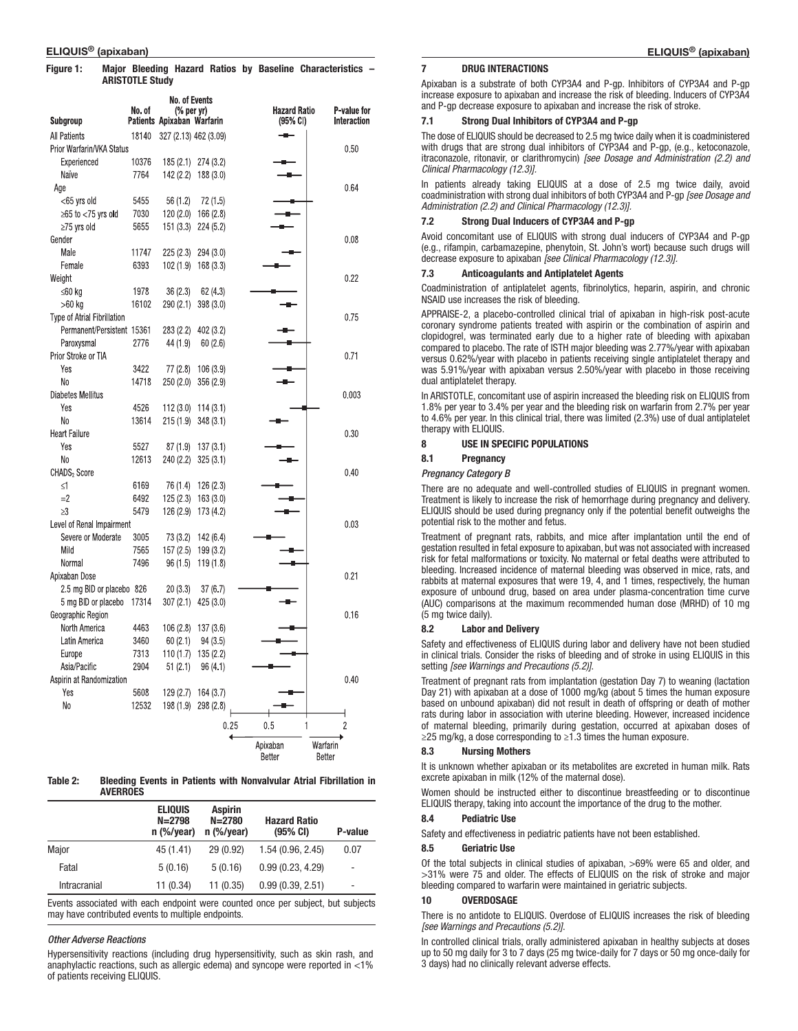**Figure 1: Major Bleeding Hazard Ratios by Baseline Characteristics – ARISTOTLE Study**

| Subgroup | No. of Patients | No. of Events (% per yr) Apixaban | Warfarin | P-value for Interaction |
|---|---|---|---|---|
| All Patients | 18140 | 327 (2.13) | 462 (3.09) | |
| Prior Warfarin/VKA Status | | | | 0.50 |
| Experienced | 10376 | 185 (2.1) | 274 (3.2) | |
| Naive | 7764 | 142 (2.2) | 188 (3.0) | |
| Age | | | | 0.64 |
| <65 yrs old | 5455 | 56 (1.2) | 72 (1.5) | |
| ≥65 to <75 yrs old | 7030 | 120 (2.0) | 166 (2.8) | |
| ≥75 yrs old | 5655 | 151 (3.3) | 224 (5.2) | |
| Gender | | | | 0.08 |
| Male | 11747 | 225 (2.3) | 294 (3.0) | |
| Female | 6393 | 102 (1.9) | 168 (3.3) | |
| Weight | | | | 0.22 |
| ≤60 kg | 1978 | 36 (2.3) | 62 (4.3) | |
| >60 kg | 16102 | 290 (2.1) | 398 (3.0) | |
| Type of Atrial Fibrillation | | | | 0.75 |
| Permanent/Persistent | 15361 | 283 (2.2) | 402 (3.2) | |
| Paroxysmal | 2776 | 44 (1.9) | 60 (2.6) | |
| Prior Stroke or TIA | | | | 0.71 |
| Yes | 3422 | 77 (2.8) | 106 (3.9) | |
| No | 14718 | 250 (2.0) | 356 (2.9) | |
| Diabetes Mellitus | | | | 0.003 |
| Yes | 4526 | 112 (3.0) | 114 (3.1) | |
| No | 13614 | 215 (1.9) | 348 (3.1) | |
| Heart Failure | | | | 0.30 |
| Yes | 5527 | 87 (1.9) | 137 (3.1) | |
| No | 12613 | 240 (2.2) | 325 (3.1) | |
| $CHADS_2$ Score | | | | 0.40 |
| ≤1 | 6169 | 76 (1.4) | 126 (2.3) | |
| =2 | 6492 | 125 (2.3) | 163 (3.0) | |
| ≥3 | 5479 | 126 (2.9) | 173 (4.2) | |
| Level of Renal Impairment | | | | 0.03 |
| Severe or Moderate | 3005 | 73 (3.2) | 142 (6.4) | |
| Mild | 7565 | 157 (2.5) | 199 (3.2) | |
| Normal | 7496 | 96 (1.5) | 119 (1.8) | |
| Apixaban Dose | | | | 0.21 |
| 2.5 mg BID or placebo | 826 | 20 (3.3) | 37 (6.7) | |
| 5 mg BID or placebo | 17314 | 307 (2.1) | 425 (3.0) | |
| Geographic Region | | | | 0.16 |
| North America | 4463 | 106 (2.8) | 137 (3.6) | |
| Latin America | 3460 | 60 (2.1) | 94 (3.5) | |
| Europe | 7313 | 110 (1.7) | 135 (2.2) | |
| Asia/Pacific | 2904 | 51 (2.1) | 96 (4.1) | |
| Aspirin at Randomization | | | | 0.40 |
| Yes | 5608 | 129 (2.7) | 164 (3.7) | |
| No | 12532 | 198 (1.9) | 298 (2.8) | |

Hazard Ratio (95% CI): 0.25, 0.5, 1, 2 — Apixaban Better ← → Warfarin Better

**Table 2: Bleeding Events in Patients with Nonvalvular Atrial Fibrillation in AVERROES**

| | ELIQUIS N=2798 n (%/year) | Aspirin N=2780 n (%/year) | Hazard Ratio (95% CI) | P-value |
|---|---|---|---|---|
| Major | 45 (1.41) | 29 (0.92) | 1.54 (0.96, 2.45) | 0.07 |
| Fatal | 5 (0.16) | 5 (0.16) | 0.99 (0.23, 4.29) | - |
| Intracranial | 11 (0.34) | 11 (0.35) | 0.99 (0.39, 2.51) | - |

Events associated with each endpoint were counted once per subject, but subjects may have contributed events to multiple endpoints.

*Other Adverse Reactions*

Hypersensitivity reactions (including drug hypersensitivity, such as skin rash, and anaphylactic reactions, such as allergic edema) and syncope were reported in <1% of patients receiving ELIQUIS.

## 7 DRUG INTERACTIONS

Apixaban is a substrate of both CYP3A4 and P-gp. Inhibitors of CYP3A4 and P-gp increase exposure to apixaban and increase the risk of bleeding. Inducers of CYP3A4 and P-gp decrease exposure to apixaban and increase the risk of stroke.

### 7.1 Strong Dual Inhibitors of CYP3A4 and P-gp

The dose of ELIQUIS should be decreased to 2.5 mg twice daily when it is coadministered with drugs that are strong dual inhibitors of CYP3A4 and P-gp, (e.g., ketoconazole, itraconazole, ritonavir, or clarithromycin) *[see Dosage and Administration (2.2) and Clinical Pharmacology (12.3)]*.

In patients already taking ELIQUIS at a dose of 2.5 mg twice daily, avoid coadministration with strong dual inhibitors of both CYP3A4 and P-gp *[see Dosage and Administration (2.2) and Clinical Pharmacology (12.3)]*.

### 7.2 Strong Dual Inducers of CYP3A4 and P-gp

Avoid concomitant use of ELIQUIS with strong dual inducers of CYP3A4 and P-gp (e.g., rifampin, carbamazepine, phenytoin, St. John's wort) because such drugs will decrease exposure to apixaban *[see Clinical Pharmacology (12.3)]*.

### 7.3 Anticoagulants and Antiplatelet Agents

Coadministration of antiplatelet agents, fibrinolytics, heparin, aspirin, and chronic NSAID use increases the risk of bleeding.

APPRAISE-2, a placebo-controlled clinical trial of apixaban in high-risk post-acute coronary syndrome patients treated with aspirin or the combination of aspirin and clopidogrel, was terminated early due to a higher rate of bleeding with apixaban compared to placebo. The rate of ISTH major bleeding was 2.77%/year with apixaban versus 0.62%/year with placebo in patients receiving single antiplatelet therapy and was 5.91%/year with apixaban versus 2.50%/year with placebo in those receiving dual antiplatelet therapy.

In ARISTOTLE, concomitant use of aspirin increased the bleeding risk on ELIQUIS from 1.8% per year to 3.4% per year and the bleeding risk on warfarin from 2.7% per year to 4.6% per year. In this clinical trial, there was limited (2.3%) use of dual antiplatelet therapy with ELIQUIS.

## 8 USE IN SPECIFIC POPULATIONS

### 8.1 Pregnancy

*Pregnancy Category B*

There are no adequate and well-controlled studies of ELIQUIS in pregnant women. Treatment is likely to increase the risk of hemorrhage during pregnancy and delivery. ELIQUIS should be used during pregnancy only if the potential benefit outweighs the potential risk to the mother and fetus.

Treatment of pregnant rats, rabbits, and mice after implantation until the end of gestation resulted in fetal exposure to apixaban, but was not associated with increased risk for fetal malformations or toxicity. No maternal or fetal deaths were attributed to bleeding. Increased incidence of maternal bleeding was observed in mice, rats, and rabbits at maternal exposures that were 19, 4, and 1 times, respectively, the human exposure of unbound drug, based on area under plasma-concentration time curve (AUC) comparisons at the maximum recommended human dose (MRHD) of 10 mg (5 mg twice daily).

### 8.2 Labor and Delivery

Safety and effectiveness of ELIQUIS during labor and delivery have not been studied in clinical trials. Consider the risks of bleeding and of stroke in using ELIQUIS in this setting *[see Warnings and Precautions (5.2)]*.

Treatment of pregnant rats from implantation (gestation Day 7) to weaning (lactation Day 21) with apixaban at a dose of 1000 mg/kg (about 5 times the human exposure based on unbound apixaban) did not result in death of offspring or death of mother rats during labor in association with uterine bleeding. However, increased incidence of maternal bleeding, primarily during gestation, occurred at apixaban doses of ≥25 mg/kg, a dose corresponding to ≥1.3 times the human exposure.

### 8.3 Nursing Mothers

It is unknown whether apixaban or its metabolites are excreted in human milk. Rats excrete apixaban in milk (12% of the maternal dose).

Women should be instructed either to discontinue breastfeeding or to discontinue ELIQUIS therapy, taking into account the importance of the drug to the mother.

### 8.4 Pediatric Use

Safety and effectiveness in pediatric patients have not been established.

### 8.5 Geriatric Use

Of the total subjects in clinical studies of apixaban, >69% were 65 and older, and >31% were 75 and older. The effects of ELIQUIS on the risk of stroke and major bleeding compared to warfarin were maintained in geriatric subjects.

## 10 OVERDOSAGE

There is no antidote to ELIQUIS. Overdose of ELIQUIS increases the risk of bleeding *[see Warnings and Precautions (5.2)]*.

In controlled clinical trials, orally administered apixaban in healthy subjects at doses up to 50 mg daily for 3 to 7 days (25 mg twice-daily for 7 days or 50 mg once-daily for 3 days) had no clinically relevant adverse effects.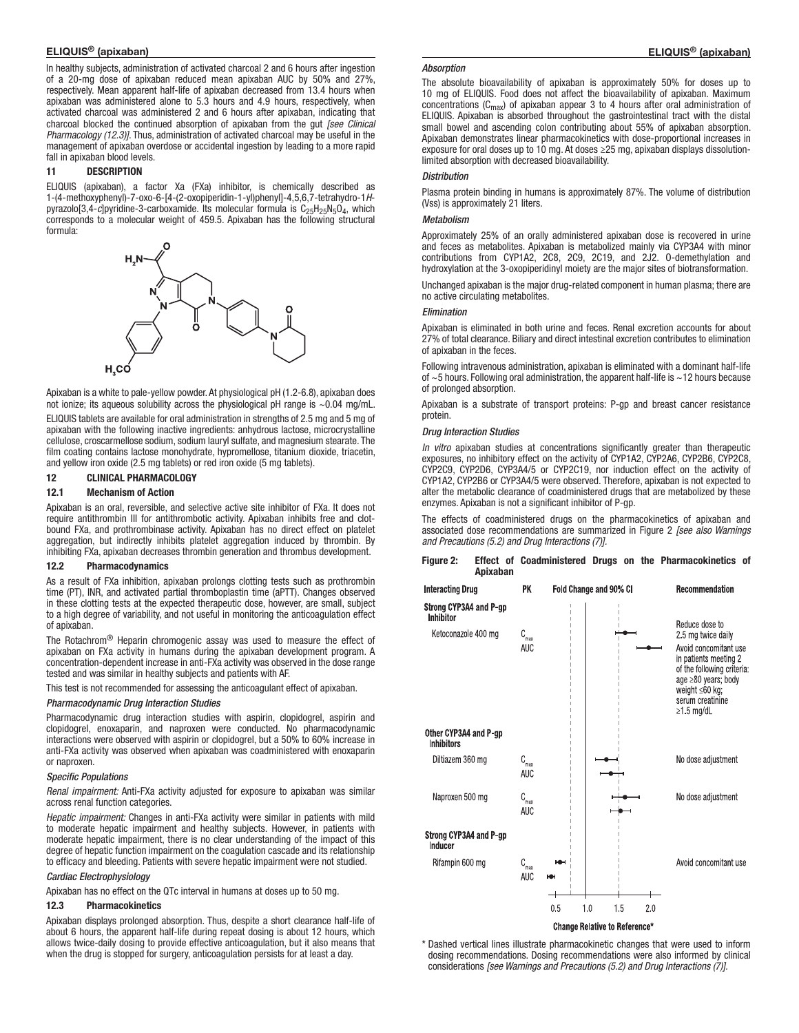In healthy subjects, administration of activated charcoal 2 and 6 hours after ingestion of a 20-mg dose of apixaban reduced mean apixaban AUC by 50% and 27%, respectively. Mean apparent half-life of apixaban decreased from 13.4 hours when apixaban was administered alone to 5.3 hours and 4.9 hours, respectively, when activated charcoal was administered 2 and 6 hours after apixaban, indicating that charcoal blocked the continued absorption of apixaban from the gut *[see Clinical Pharmacology (12.3)]*. Thus, administration of activated charcoal may be useful in the management of apixaban overdose or accidental ingestion by leading to a more rapid fall in apixaban blood levels.

## 11 DESCRIPTION

ELIQUIS (apixaban), a factor Xa (FXa) inhibitor, is chemically described as 1-(4-methoxyphenyl)-7-oxo-6-[4-(2-oxopiperidin-1-yl)phenyl]-4,5,6,7-tetrahydro-1*H*-pyrazolo[3,4-*c*]pyridine-3-carboxamide. Its molecular formula is $C_{25}H_{25}N_5O_4$, which corresponds to a molecular weight of 459.5. Apixaban has the following structural formula:

Apixaban is a white to pale-yellow powder. At physiological pH (1.2-6.8), apixaban does not ionize; its aqueous solubility across the physiological pH range is ~0.04 mg/mL.

ELIQUIS tablets are available for oral administration in strengths of 2.5 mg and 5 mg of apixaban with the following inactive ingredients: anhydrous lactose, microcrystalline cellulose, croscarmellose sodium, sodium lauryl sulfate, and magnesium stearate. The film coating contains lactose monohydrate, hypromellose, titanium dioxide, triacetin, and yellow iron oxide (2.5 mg tablets) or red iron oxide (5 mg tablets).

## 12 CLINICAL PHARMACOLOGY

### 12.1 Mechanism of Action

Apixaban is an oral, reversible, and selective active site inhibitor of FXa. It does not require antithrombin III for antithrombotic activity. Apixaban inhibits free and clot-bound FXa, and prothrombinase activity. Apixaban has no direct effect on platelet aggregation, but indirectly inhibits platelet aggregation induced by thrombin. By inhibiting FXa, apixaban decreases thrombin generation and thrombus development.

### 12.2 Pharmacodynamics

As a result of FXa inhibition, apixaban prolongs clotting tests such as prothrombin time (PT), INR, and activated partial thromboplastin time (aPTT). Changes observed in these clotting tests at the expected therapeutic dose, however, are small, subject to a high degree of variability, and not useful in monitoring the anticoagulation effect of apixaban.

The Rotachrom® Heparin chromogenic assay was used to measure the effect of apixaban on FXa activity in humans during the apixaban development program. A concentration-dependent increase in anti-FXa activity was observed in the dose range tested and was similar in healthy subjects and patients with AF.

This test is not recommended for assessing the anticoagulant effect of apixaban.

*Pharmacodynamic Drug Interaction Studies*

Pharmacodynamic drug interaction studies with aspirin, clopidogrel, aspirin and clopidogrel, enoxaparin, and naproxen were conducted. No pharmacodynamic interactions were observed with aspirin or clopidogrel, but a 50% to 60% increase in anti-FXa activity was observed when apixaban was coadministered with enoxaparin or naproxen.

*Specific Populations*

*Renal impairment:* Anti-FXa activity adjusted for exposure to apixaban was similar across renal function categories.

*Hepatic impairment:* Changes in anti-FXa activity were similar in patients with mild to moderate hepatic impairment and healthy subjects. However, in patients with moderate hepatic impairment, there is no clear understanding of the impact of this degree of hepatic function impairment on the coagulation cascade and its relationship to efficacy and bleeding. Patients with severe hepatic impairment were not studied.

*Cardiac Electrophysiology*

Apixaban has no effect on the QTc interval in humans at doses up to 50 mg.

### 12.3 Pharmacokinetics

Apixaban displays prolonged absorption. Thus, despite a short clearance half-life of about 6 hours, the apparent half-life during repeat dosing is about 12 hours, which allows twice-daily dosing to provide effective anticoagulation, but it also means that when the drug is stopped for surgery, anticoagulation persists for at least a day.

*Absorption*

The absolute bioavailability of apixaban is approximately 50% for doses up to 10 mg of ELIQUIS. Food does not affect the bioavailability of apixaban. Maximum concentrations ($C_{max}$) of apixaban appear 3 to 4 hours after oral administration of ELIQUIS. Apixaban is absorbed throughout the gastrointestinal tract with the distal small bowel and ascending colon contributing about 55% of apixaban absorption. Apixaban demonstrates linear pharmacokinetics with dose-proportional increases in exposure for oral doses up to 10 mg. At doses ≥25 mg, apixaban displays dissolution-limited absorption with decreased bioavailability.

*Distribution*

Plasma protein binding in humans is approximately 87%. The volume of distribution (Vss) is approximately 21 liters.

*Metabolism*

Approximately 25% of an orally administered apixaban dose is recovered in urine and feces as metabolites. Apixaban is metabolized mainly via CYP3A4 with minor contributions from CYP1A2, 2C8, 2C9, 2C19, and 2J2. O-demethylation and hydroxylation at the 3-oxopiperidinyl moiety are the major sites of biotransformation.

Unchanged apixaban is the major drug-related component in human plasma; there are no active circulating metabolites.

*Elimination*

Apixaban is eliminated in both urine and feces. Renal excretion accounts for about 27% of total clearance. Biliary and direct intestinal excretion contributes to elimination of apixaban in the feces.

Following intravenous administration, apixaban is eliminated with a dominant half-life of ~5 hours. Following oral administration, the apparent half-life is ~12 hours because of prolonged absorption.

Apixaban is a substrate of transport proteins: P-gp and breast cancer resistance protein.

*Drug Interaction Studies*

*In vitro* apixaban studies at concentrations significantly greater than therapeutic exposures, no inhibitory effect on the activity of CYP1A2, CYP2A6, CYP2B6, CYP2C8, CYP2C9, CYP2D6, CYP3A4/5 or CYP2C19, nor induction effect on the activity of CYP1A2, CYP2B6 or CYP3A4/5 were observed. Therefore, apixaban is not expected to alter the metabolic clearance of coadministered drugs that are metabolized by these enzymes. Apixaban is not a significant inhibitor of P-gp.

The effects of coadministered drugs on the pharmacokinetics of apixaban and associated dose recommendations are summarized in Figure 2 *[see also Warnings and Precautions (5.2) and Drug Interactions (7)]*.

**Figure 2: Effect of Coadministered Drugs on the Pharmacokinetics of Apixaban**

| Interacting Drug | PK | Recommendation |
|---|---|---|
| **Strong CYP3A4 and P-gp Inhibitor** | | |
| Ketoconazole 400 mg | $C_{max}$ | Reduce dose to 2.5 mg twice daily |
| | AUC | Avoid concomitant use in patients meeting 2 of the following criteria: age ≥80 years; body weight ≤60 kg; serum creatinine ≥1.5 mg/dL |
| **Other CYP3A4 and P-gp Inhibitors** | | |
| Diltiazem 360 mg | $C_{max}$ | No dose adjustment |
| | AUC | |
| Naproxen 500 mg | $C_{max}$ | No dose adjustment |
| | AUC | |
| **Strong CYP3A4 and P-gp Inducer** | | |
| Rifampin 600 mg | $C_{max}$ | Avoid concomitant use |
| | AUC | |

Fold Change and 90% CI (axis: 0.5, 1.0, 1.5, 2.0)

Change Relative to Reference*

\* Dashed vertical lines illustrate pharmacokinetic changes that were used to inform dosing recommendations. Dosing recommendations were also informed by clinical considerations *[see Warnings and Precautions (5.2) and Drug Interactions (7)]*.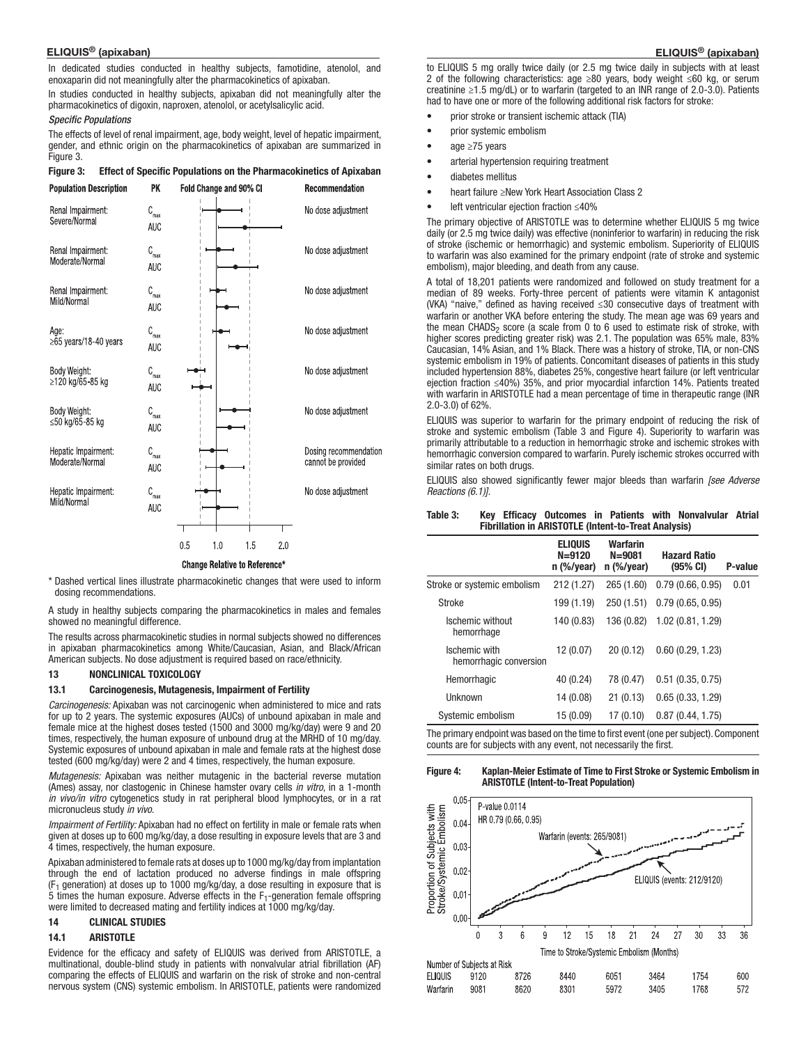In dedicated studies conducted in healthy subjects, famotidine, atenolol, and enoxaparin did not meaningfully alter the pharmacokinetics of apixaban.

In studies conducted in healthy subjects, apixaban did not meaningfully alter the pharmacokinetics of digoxin, naproxen, atenolol, or acetylsalicylic acid.

*Specific Populations*

The effects of level of renal impairment, age, body weight, level of hepatic impairment, gender, and ethnic origin on the pharmacokinetics of apixaban are summarized in Figure 3.

**Figure 3: Effect of Specific Populations on the Pharmacokinetics of Apixaban**

| Population Description | PK | Recommendation |
|---|---|---|
| Renal Impairment: Severe/Normal | $C_{max}$, AUC | No dose adjustment |
| Renal Impairment: Moderate/Normal | $C_{max}$, AUC | No dose adjustment |
| Renal Impairment: Mild/Normal | $C_{max}$, AUC | No dose adjustment |
| Age: ≥65 years/18-40 years | $C_{max}$, AUC | No dose adjustment |
| Body Weight: ≥120 kg/65-85 kg | $C_{max}$, AUC | No dose adjustment |
| Body Weight: ≤50 kg/65-85 kg | $C_{max}$, AUC | No dose adjustment |
| Hepatic Impairment: Moderate/Normal | $C_{max}$, AUC | Dosing recommendation cannot be provided |
| Hepatic Impairment: Mild/Normal | $C_{max}$, AUC | No dose adjustment |

Fold Change and 90% CI; Change Relative to Reference*

\* Dashed vertical lines illustrate pharmacokinetic changes that were used to inform dosing recommendations.

A study in healthy subjects comparing the pharmacokinetics in males and females showed no meaningful difference.

The results across pharmacokinetic studies in normal subjects showed no differences in apixaban pharmacokinetics among White/Caucasian, Asian, and Black/African American subjects. No dose adjustment is required based on race/ethnicity.

## 13 NONCLINICAL TOXICOLOGY

### 13.1 Carcinogenesis, Mutagenesis, Impairment of Fertility

*Carcinogenesis:* Apixaban was not carcinogenic when administered to mice and rats for up to 2 years. The systemic exposures (AUCs) of unbound apixaban in male and female mice at the highest doses tested (1500 and 3000 mg/kg/day) were 9 and 20 times, respectively, the human exposure of unbound drug at the MRHD of 10 mg/day. Systemic exposures of unbound apixaban in male and female rats at the highest dose tested (600 mg/kg/day) were 2 and 4 times, respectively, the human exposure.

*Mutagenesis:* Apixaban was neither mutagenic in the bacterial reverse mutation (Ames) assay, nor clastogenic in Chinese hamster ovary cells *in vitro*, in a 1-month *in vivo/in vitro* cytogenetics study in rat peripheral blood lymphocytes, or in a rat micronucleus study *in vivo*.

*Impairment of Fertility:* Apixaban had no effect on fertility in male or female rats when given at doses up to 600 mg/kg/day, a dose resulting in exposure levels that are 3 and 4 times, respectively, the human exposure.

Apixaban administered to female rats at doses up to 1000 mg/kg/day from implantation through the end of lactation produced no adverse findings in male offspring ($F_1$ generation) at doses up to 1000 mg/kg/day, a dose resulting in exposure that is 5 times the human exposure. Adverse effects in the $F_1$-generation female offspring were limited to decreased mating and fertility indices at 1000 mg/kg/day.

## 14 CLINICAL STUDIES

### 14.1 ARISTOTLE

Evidence for the efficacy and safety of ELIQUIS was derived from ARISTOTLE, a multinational, double-blind study in patients with nonvalvular atrial fibrillation (AF) comparing the effects of ELIQUIS and warfarin on the risk of stroke and non-central nervous system (CNS) systemic embolism. In ARISTOTLE, patients were randomized to ELIQUIS 5 mg orally twice daily (or 2.5 mg twice daily in subjects with at least 2 of the following characteristics: age ≥80 years, body weight ≤60 kg, or serum creatinine ≥1.5 mg/dL) or to warfarin (targeted to an INR range of 2.0-3.0). Patients had to have one or more of the following additional risk factors for stroke:

- prior stroke or transient ischemic attack (TIA)
- prior systemic embolism
- age ≥75 years
- arterial hypertension requiring treatment
- diabetes mellitus
- heart failure ≥New York Heart Association Class 2
- left ventricular ejection fraction ≤40%

The primary objective of ARISTOTLE was to determine whether ELIQUIS 5 mg twice daily (or 2.5 mg twice daily) was effective (noninferior to warfarin) in reducing the risk of stroke (ischemic or hemorrhagic) and systemic embolism. Superiority of ELIQUIS to warfarin was also examined for the primary endpoint (rate of stroke and systemic embolism), major bleeding, and death from any cause.

A total of 18,201 patients were randomized and followed on study treatment for a median of 89 weeks. Forty-three percent of patients were vitamin K antagonist (VKA) "naive," defined as having received ≤30 consecutive days of treatment with warfarin or another VKA before entering the study. The mean age was 69 years and the mean $CHADS_2$ score (a scale from 0 to 6 used to estimate risk of stroke, with higher scores predicting greater risk) was 2.1. The population was 65% male, 83% Caucasian, 14% Asian, and 1% Black. There was a history of stroke, TIA, or non-CNS systemic embolism in 19% of patients. Concomitant diseases of patients in this study included hypertension 88%, diabetes 25%, congestive heart failure (or left ventricular ejection fraction ≤40%) 35%, and prior myocardial infarction 14%. Patients treated with warfarin in ARISTOTLE had a mean percentage of time in therapeutic range (INR 2.0-3.0) of 62%.

ELIQUIS was superior to warfarin for the primary endpoint of reducing the risk of stroke and systemic embolism (Table 3 and Figure 4). Superiority to warfarin was primarily attributable to a reduction in hemorrhagic stroke and ischemic strokes with hemorrhagic conversion compared to warfarin. Purely ischemic strokes occurred with similar rates on both drugs.

ELIQUIS also showed significantly fewer major bleeds than warfarin *[see Adverse Reactions (6.1)]*.

**Table 3: Key Efficacy Outcomes in Patients with Nonvalvular Atrial Fibrillation in ARISTOTLE (Intent-to-Treat Analysis)**

| | ELIQUIS N=9120 n (%/year) | Warfarin N=9081 n (%/year) | Hazard Ratio (95% CI) | P-value |
|---|---|---|---|---|
| Stroke or systemic embolism | 212 (1.27) | 265 (1.60) | 0.79 (0.66, 0.95) | 0.01 |
| Stroke | 199 (1.19) | 250 (1.51) | 0.79 (0.65, 0.95) | |
| Ischemic without hemorrhage | 140 (0.83) | 136 (0.82) | 1.02 (0.81, 1.29) | |
| Ischemic with hemorrhagic conversion | 12 (0.07) | 20 (0.12) | 0.60 (0.29, 1.23) | |
| Hemorrhagic | 40 (0.24) | 78 (0.47) | 0.51 (0.35, 0.75) | |
| Unknown | 14 (0.08) | 21 (0.13) | 0.65 (0.33, 1.29) | |
| Systemic embolism | 15 (0.09) | 17 (0.10) | 0.87 (0.44, 1.75) | |

The primary endpoint was based on the time to first event (one per subject). Component counts are for subjects with any event, not necessarily the first.

**Figure 4: Kaplan-Meier Estimate of Time to First Stroke or Systemic Embolism in ARISTOTLE (Intent-to-Treat Population)**

P-value 0.0114
HR 0.79 (0.66, 0.95)

Warfarin (events: 265/9081)
ELIQUIS (events: 212/9120)

Number of Subjects at Risk

| | 0 | 6 | 12 | 18 | 24 | 30 | 36 |
|---|---|---|---|---|---|---|---|
| ELIQUIS | 9120 | 8726 | 8440 | 6051 | 3464 | 1754 | 600 |
| Warfarin | 9081 | 8620 | 8301 | 5972 | 3405 | 1768 | 572 |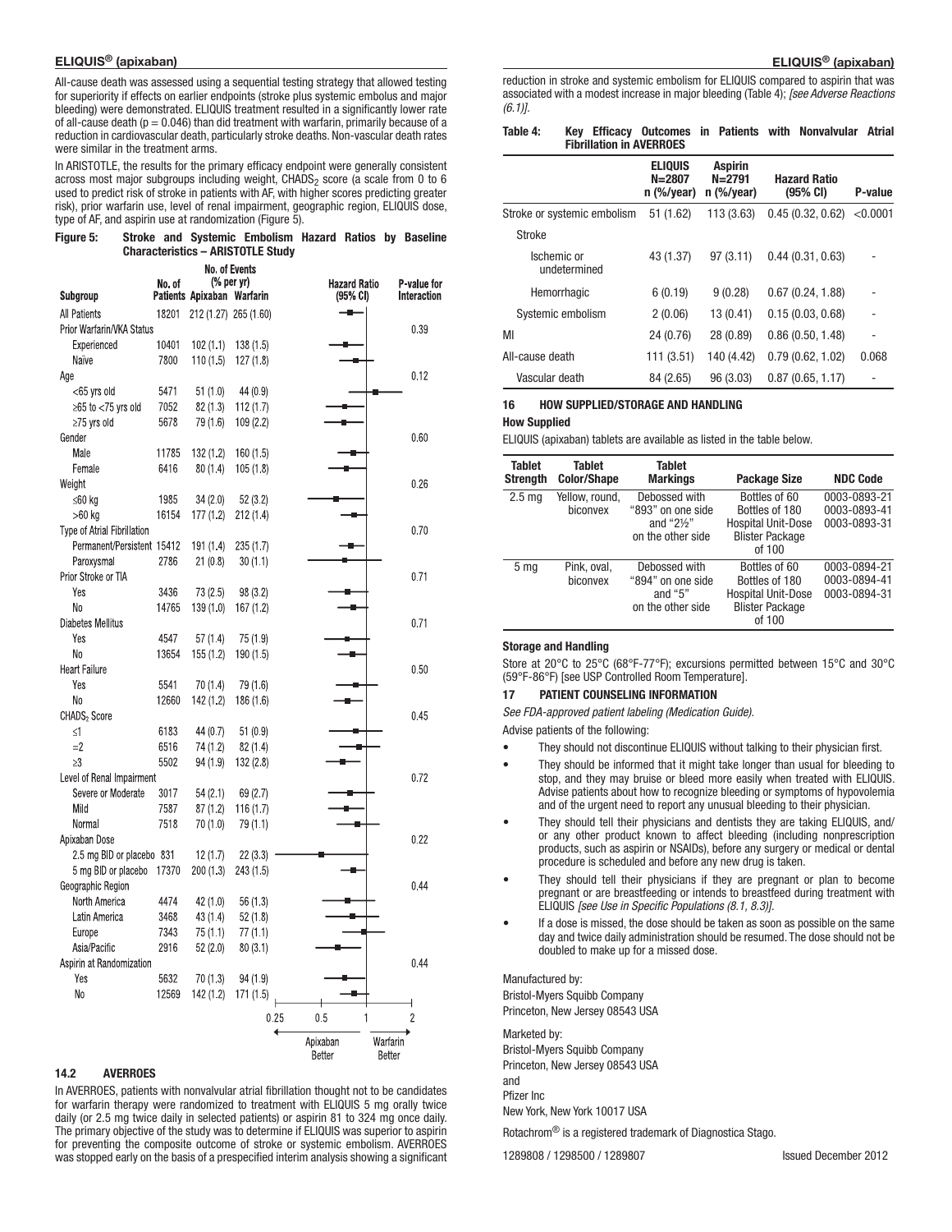All-cause death was assessed using a sequential testing strategy that allowed testing for superiority if effects on earlier endpoints (stroke plus systemic embolus and major bleeding) were demonstrated. ELIQUIS treatment resulted in a significantly lower rate of all-cause death ($p = 0.046$) than did treatment with warfarin, primarily because of a reduction in cardiovascular death, particularly stroke deaths. Non-vascular death rates were similar in the treatment arms.

In ARISTOTLE, the results for the primary efficacy endpoint were generally consistent across most major subgroups including weight, $CHADS_2$ score (a scale from 0 to 6 used to predict risk of stroke in patients with AF, with higher scores predicting greater risk), prior warfarin use, level of renal impairment, geographic region, ELIQUIS dose, type of AF, and aspirin use at randomization (Figure 5).

**Figure 5: Stroke and Systemic Embolism Hazard Ratios by Baseline Characteristics – ARISTOTLE Study**

| Subgroup | No. of Patients | No. of Events (% per yr) Apixaban | No. of Events (% per yr) Warfarin | P-value for Interaction |
|---|---|---|---|---|
| All Patients | 18201 | 212 (1.27) | 265 (1.60) | |
| Prior Warfarin/VKA Status | | | | 0.39 |
| Experienced | 10401 | 102 (1.1) | 138 (1.5) | |
| Naïve | 7800 | 110 (1.5) | 127 (1.8) | |
| Age | | | | 0.12 |
| <65 yrs old | 5471 | 51 (1.0) | 44 (0.9) | |
| ≥65 to <75 yrs old | 7052 | 82 (1.3) | 112 (1.7) | |
| ≥75 yrs old | 5678 | 79 (1.6) | 109 (2.2) | |
| Gender | | | | 0.60 |
| Male | 11785 | 132 (1.2) | 160 (1.5) | |
| Female | 6416 | 80 (1.4) | 105 (1.8) | |
| Weight | | | | 0.26 |
| ≤60 kg | 1985 | 34 (2.0) | 52 (3.2) | |
| >60 kg | 16154 | 177 (1.2) | 212 (1.4) | |
| Type of Atrial Fibrillation | | | | 0.70 |
| Permanent/Persistent | 15412 | 191 (1.4) | 235 (1.7) | |
| Paroxysmal | 2786 | 21 (0.8) | 30 (1.1) | |
| Prior Stroke or TIA | | | | 0.71 |
| Yes | 3436 | 73 (2.5) | 98 (3.2) | |
| No | 14765 | 139 (1.0) | 167 (1.2) | |
| Diabetes Mellitus | | | | 0.71 |
| Yes | 4547 | 57 (1.4) | 75 (1.9) | |
| No | 13654 | 155 (1.2) | 190 (1.5) | |
| Heart Failure | | | | 0.50 |
| Yes | 5541 | 70 (1.4) | 79 (1.6) | |
| No | 12660 | 142 (1.2) | 186 (1.6) | |
| $CHADS_2$ Score | | | | 0.45 |
| ≤1 | 6183 | 44 (0.7) | 51 (0.9) | |
| =2 | 6516 | 74 (1.2) | 82 (1.4) | |
| ≥3 | 5502 | 94 (1.9) | 132 (2.8) | |
| Level of Renal Impairment | | | | 0.72 |
| Severe or Moderate | 3017 | 54 (2.1) | 69 (2.7) | |
| Mild | 7587 | 87 (1.2) | 116 (1.7) | |
| Normal | 7518 | 70 (1.0) | 79 (1.1) | |
| Apixaban Dose | | | | 0.22 |
| 2.5 mg BID or placebo | 831 | 12 (1.7) | 22 (3.3) | |
| 5 mg BID or placebo | 17370 | 200 (1.3) | 243 (1.5) | |
| Geographic Region | | | | 0.44 |
| North America | 4474 | 42 (1.0) | 56 (1.3) | |
| Latin America | 3468 | 43 (1.4) | 52 (1.8) | |
| Europe | 7343 | 75 (1.1) | 77 (1.1) | |
| Asia/Pacific | 2916 | 52 (2.0) | 80 (3.1) | |
| Aspirin at Randomization | | | | 0.44 |
| Yes | 5632 | 70 (1.3) | 94 (1.9) | |
| No | 12569 | 142 (1.2) | 171 (1.5) | |

Hazard Ratio (95% CI) axis: 0.25, 0.5, 1, 2 — Apixaban Better / Warfarin Better

### 14.2 AVERROES

In AVERROES, patients with nonvalvular atrial fibrillation thought not to be candidates for warfarin therapy were randomized to treatment with ELIQUIS 5 mg orally twice daily (or 2.5 mg twice daily in selected patients) or aspirin 81 to 324 mg once daily. The primary objective of the study was to determine if ELIQUIS was superior to aspirin for preventing the composite outcome of stroke or systemic embolism. AVERROES was stopped early on the basis of a prespecified interim analysis showing a significant reduction in stroke and systemic embolism for ELIQUIS compared to aspirin that was associated with a modest increase in major bleeding (Table 4); *[see Adverse Reactions (6.1)]*.

**Table 4: Key Efficacy Outcomes in Patients with Nonvalvular Atrial Fibrillation in AVERROES**

| | ELIQUIS N=2807 n (%/year) | Aspirin N=2791 n (%/year) | Hazard Ratio (95% CI) | P-value |
|---|---|---|---|---|
| Stroke or systemic embolism | 51 (1.62) | 113 (3.63) | 0.45 (0.32, 0.62) | <0.0001 |
| Stroke | | | | |
| Ischemic or undetermined | 43 (1.37) | 97 (3.11) | 0.44 (0.31, 0.63) | - |
| Hemorrhagic | 6 (0.19) | 9 (0.28) | 0.67 (0.24, 1.88) | - |
| Systemic embolism | 2 (0.06) | 13 (0.41) | 0.15 (0.03, 0.68) | - |
| MI | 24 (0.76) | 28 (0.89) | 0.86 (0.50, 1.48) | - |
| All-cause death | 111 (3.51) | 140 (4.42) | 0.79 (0.62, 1.02) | 0.068 |
| Vascular death | 84 (2.65) | 96 (3.03) | 0.87 (0.65, 1.17) | - |

## 16 HOW SUPPLIED/STORAGE AND HANDLING

### How Supplied

ELIQUIS (apixaban) tablets are available as listed in the table below.

| Tablet Strength | Tablet Color/Shape | Tablet Markings | Package Size | NDC Code |
|---|---|---|---|---|
| 2.5 mg | Yellow, round, biconvex | Debossed with "893" on one side and "2½" on the other side | Bottles of 60<br>Bottles of 180<br>Hospital Unit-Dose Blister Package of 100 | 0003-0893-21<br>0003-0893-41<br>0003-0893-31 |
| 5 mg | Pink, oval, biconvex | Debossed with "894" on one side and "5" on the other side | Bottles of 60<br>Bottles of 180<br>Hospital Unit-Dose Blister Package of 100 | 0003-0894-21<br>0003-0894-41<br>0003-0894-31 |

### Storage and Handling

Store at 20°C to 25°C (68°F-77°F); excursions permitted between 15°C and 30°C (59°F-86°F) [see USP Controlled Room Temperature].

## 17 PATIENT COUNSELING INFORMATION

*See FDA-approved patient labeling (Medication Guide).*

Advise patients of the following:

- They should not discontinue ELIQUIS without talking to their physician first.
- They should be informed that it might take longer than usual for bleeding to stop, and they may bruise or bleed more easily when treated with ELIQUIS. Advise patients about how to recognize bleeding or symptoms of hypovolemia and of the urgent need to report any unusual bleeding to their physician.
- They should tell their physicians and dentists they are taking ELIQUIS, and/or any other product known to affect bleeding (including nonprescription products, such as aspirin or NSAIDs), before any surgery or medical or dental procedure is scheduled and before any new drug is taken.
- They should tell their physicians if they are pregnant or plan to become pregnant or are breastfeeding or intends to breastfeed during treatment with ELIQUIS *[see Use in Specific Populations (8.1, 8.3)]*.
- If a dose is missed, the dose should be taken as soon as possible on the same day and twice daily administration should be resumed. The dose should not be doubled to make up for a missed dose.

Manufactured by:
Bristol-Myers Squibb Company
Princeton, New Jersey 08543 USA

Marketed by:
Bristol-Myers Squibb Company
Princeton, New Jersey 08543 USA
and
Pfizer Inc
New York, New York 10017 USA

Rotachrom® is a registered trademark of Diagnostica Stago.

1289808 / 1298500 / 1289807 Issued December 2012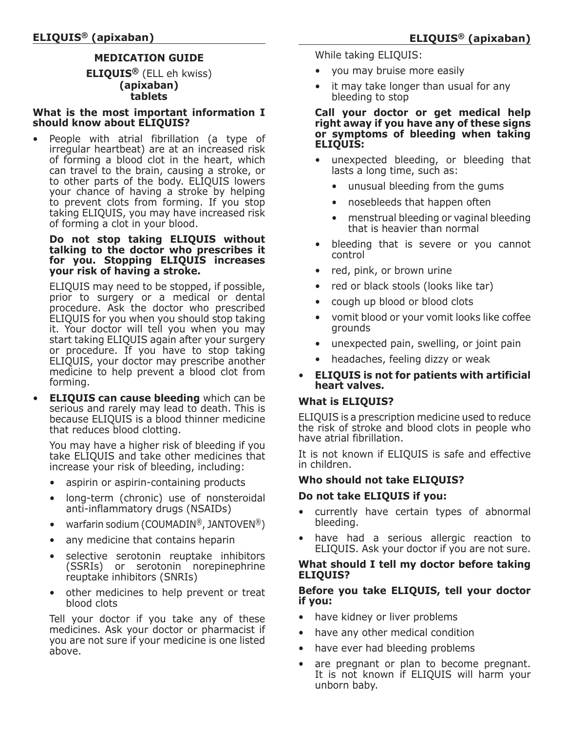# MEDICATION GUIDE

**ELIQUIS®** (ELL eh kwiss)
**(apixaban)**
**tablets**

**What is the most important information I should know about ELIQUIS?**

- People with atrial fibrillation (a type of irregular heartbeat) are at an increased risk of forming a blood clot in the heart, which can travel to the brain, causing a stroke, or to other parts of the body. ELIQUIS lowers your chance of having a stroke by helping to prevent clots from forming. If you stop taking ELIQUIS, you may have increased risk of forming a clot in your blood.

  **Do not stop taking ELIQUIS without talking to the doctor who prescribes it for you. Stopping ELIQUIS increases your risk of having a stroke.**

  ELIQUIS may need to be stopped, if possible, prior to surgery or a medical or dental procedure. Ask the doctor who prescribed ELIQUIS for you when you should stop taking it. Your doctor will tell you when you may start taking ELIQUIS again after your surgery or procedure. If you have to stop taking ELIQUIS, your doctor may prescribe another medicine to help prevent a blood clot from forming.

- **ELIQUIS can cause bleeding** which can be serious and rarely may lead to death. This is because ELIQUIS is a blood thinner medicine that reduces blood clotting.

  You may have a higher risk of bleeding if you take ELIQUIS and take other medicines that increase your risk of bleeding, including:

  - aspirin or aspirin-containing products
  - long-term (chronic) use of nonsteroidal anti-inflammatory drugs (NSAIDs)
  - warfarin sodium (COUMADIN®, JANTOVEN®)
  - any medicine that contains heparin
  - selective serotonin reuptake inhibitors (SSRIs) or serotonin norepinephrine reuptake inhibitors (SNRIs)
  - other medicines to help prevent or treat blood clots

  Tell your doctor if you take any of these medicines. Ask your doctor or pharmacist if you are not sure if your medicine is one listed above.

  While taking ELIQUIS:

  - you may bruise more easily
  - it may take longer than usual for any bleeding to stop

  **Call your doctor or get medical help right away if you have any of these signs or symptoms of bleeding when taking ELIQUIS:**

  - unexpected bleeding, or bleeding that lasts a long time, such as:
    - unusual bleeding from the gums
    - nosebleeds that happen often
    - menstrual bleeding or vaginal bleeding that is heavier than normal
  - bleeding that is severe or you cannot control
  - red, pink, or brown urine
  - red or black stools (looks like tar)
  - cough up blood or blood clots
  - vomit blood or your vomit looks like coffee grounds
  - unexpected pain, swelling, or joint pain
  - headaches, feeling dizzy or weak

- **ELIQUIS is not for patients with artificial heart valves.**

**What is ELIQUIS?**

ELIQUIS is a prescription medicine used to reduce the risk of stroke and blood clots in people who have atrial fibrillation.

It is not known if ELIQUIS is safe and effective in children.

**Who should not take ELIQUIS?**

**Do not take ELIQUIS if you:**

- currently have certain types of abnormal bleeding.
- have had a serious allergic reaction to ELIQUIS. Ask your doctor if you are not sure.

**What should I tell my doctor before taking ELIQUIS?**

**Before you take ELIQUIS, tell your doctor if you:**

- have kidney or liver problems
- have any other medical condition
- have ever had bleeding problems
- are pregnant or plan to become pregnant. It is not known if ELIQUIS will harm your unborn baby.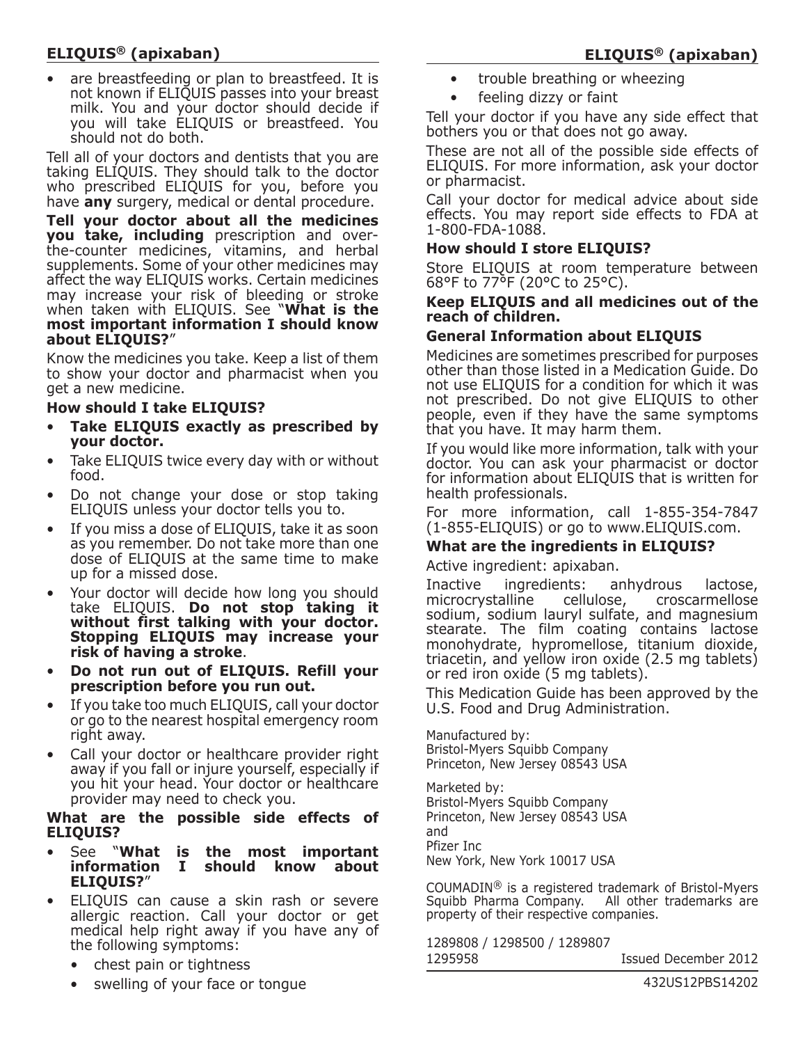- are breastfeeding or plan to breastfeed. It is not known if ELIQUIS passes into your breast milk. You and your doctor should decide if you will take ELIQUIS or breastfeed. You should not do both.

Tell all of your doctors and dentists that you are taking ELIQUIS. They should talk to the doctor who prescribed ELIQUIS for you, before you have **any** surgery, medical or dental procedure.

**Tell your doctor about all the medicines you take, including** prescription and over-the-counter medicines, vitamins, and herbal supplements. Some of your other medicines may affect the way ELIQUIS works. Certain medicines may increase your risk of bleeding or stroke when taken with ELIQUIS. See "**What is the most important information I should know about ELIQUIS?**"

Know the medicines you take. Keep a list of them to show your doctor and pharmacist when you get a new medicine.

### How should I take ELIQUIS?

- **Take ELIQUIS exactly as prescribed by your doctor.**
- Take ELIQUIS twice every day with or without food.
- Do not change your dose or stop taking ELIQUIS unless your doctor tells you to.
- If you miss a dose of ELIQUIS, take it as soon as you remember. Do not take more than one dose of ELIQUIS at the same time to make up for a missed dose.
- Your doctor will decide how long you should take ELIQUIS. **Do not stop taking it without first talking with your doctor. Stopping ELIQUIS may increase your risk of having a stroke**.
- **Do not run out of ELIQUIS. Refill your prescription before you run out.**
- If you take too much ELIQUIS, call your doctor or go to the nearest hospital emergency room right away.
- Call your doctor or healthcare provider right away if you fall or injure yourself, especially if you hit your head. Your doctor or healthcare provider may need to check you.

### What are the possible side effects of ELIQUIS?

- See "**What is the most important information I should know about ELIQUIS?**"
- ELIQUIS can cause a skin rash or severe allergic reaction. Call your doctor or get medical help right away if you have any of the following symptoms:
  - chest pain or tightness
  - swelling of your face or tongue
  - trouble breathing or wheezing
  - feeling dizzy or faint

Tell your doctor if you have any side effect that bothers you or that does not go away.

These are not all of the possible side effects of ELIQUIS. For more information, ask your doctor or pharmacist.

Call your doctor for medical advice about side effects. You may report side effects to FDA at 1-800-FDA-1088.

### How should I store ELIQUIS?

Store ELIQUIS at room temperature between 68°F to 77°F (20°C to 25°C).

**Keep ELIQUIS and all medicines out of the reach of children.**

### General Information about ELIQUIS

Medicines are sometimes prescribed for purposes other than those listed in a Medication Guide. Do not use ELIQUIS for a condition for which it was not prescribed. Do not give ELIQUIS to other people, even if they have the same symptoms that you have. It may harm them.

If you would like more information, talk with your doctor. You can ask your pharmacist or doctor for information about ELIQUIS that is written for health professionals.

For more information, call 1-855-354-7847 (1-855-ELIQUIS) or go to www.ELIQUIS.com.

### What are the ingredients in ELIQUIS?

Active ingredient: apixaban.

Inactive ingredients: anhydrous lactose, microcrystalline cellulose, croscarmellose sodium, sodium lauryl sulfate, and magnesium stearate. The film coating contains lactose monohydrate, hypromellose, titanium dioxide, triacetin, and yellow iron oxide (2.5 mg tablets) or red iron oxide (5 mg tablets).

This Medication Guide has been approved by the U.S. Food and Drug Administration.

Manufactured by:
Bristol-Myers Squibb Company
Princeton, New Jersey 08543 USA

Marketed by:
Bristol-Myers Squibb Company
Princeton, New Jersey 08543 USA
and
Pfizer Inc
New York, New York 10017 USA

COUMADIN® is a registered trademark of Bristol-Myers Squibb Pharma Company. All other trademarks are property of their respective companies.

1289808 / 1298500 / 1289807
1295958 Issued December 2012

432US12PBS14202